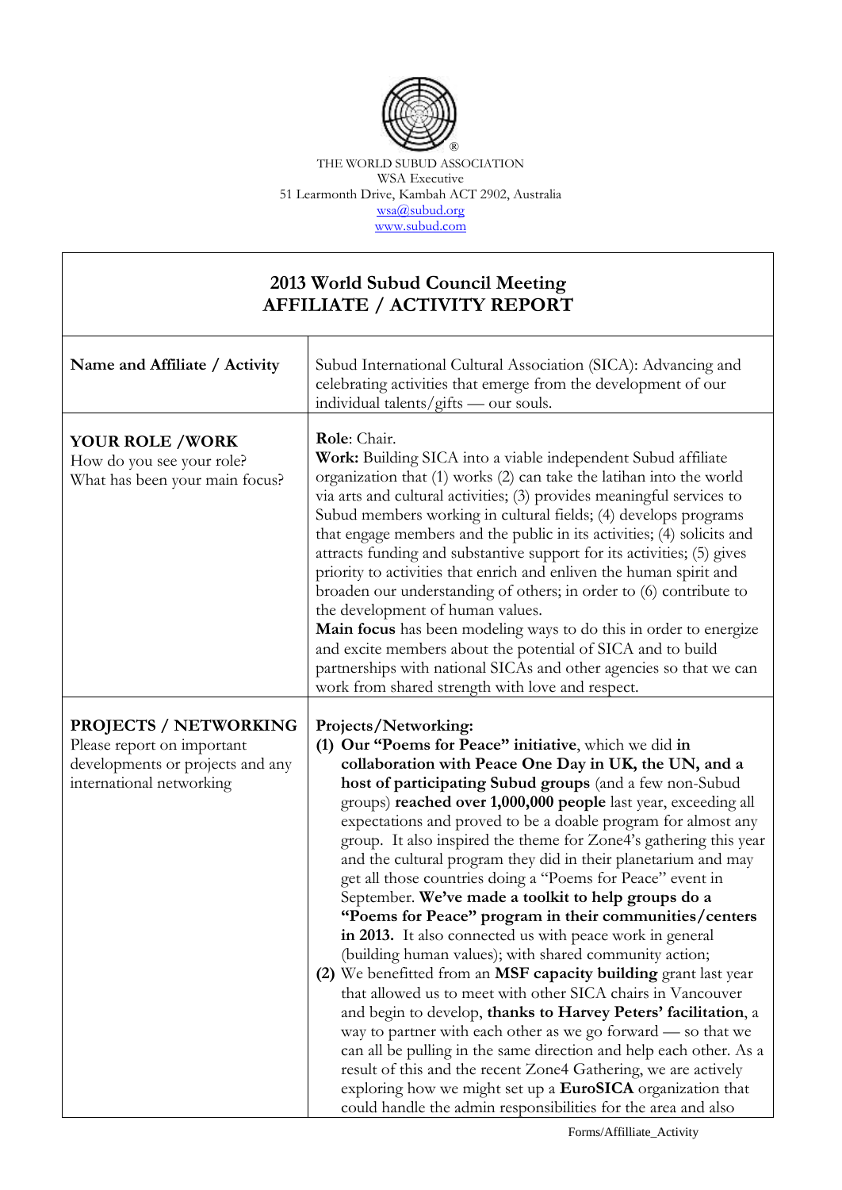THE WORLD SUBUD ASSOCIATION
WSA Executive
51 Learmonth Drive, Kambah ACT 2902, Australia
wsa@subud.org
www.subud.com

## 2013 World Subud Council Meeting
## AFFILIATE / ACTIVITY REPORT

| | |
|---|---|
| **Name and Affiliate / Activity** | Subud International Cultural Association (SICA): Advancing and celebrating activities that emerge from the development of our individual talents/gifts — our souls. |
| **YOUR ROLE /WORK**<br>How do you see your role?<br>What has been your main focus? | **Role**: Chair.<br>**Work:** Building SICA into a viable independent Subud affiliate organization that (1) works (2) can take the latihan into the world via arts and cultural activities; (3) provides meaningful services to Subud members working in cultural fields; (4) develops programs that engage members and the public in its activities; (4) solicits and attracts funding and substantive support for its activities; (5) gives priority to activities that enrich and enliven the human spirit and broaden our understanding of others; in order to (6) contribute to the development of human values.<br>**Main focus** has been modeling ways to do this in order to energize and excite members about the potential of SICA and to build partnerships with national SICAs and other agencies so that we can work from shared strength with love and respect. |
| **PROJECTS / NETWORKING**<br>Please report on important developments or projects and any international networking | **Projects/Networking:**<br>**(1) Our "Poems for Peace" initiative**, which we did **in collaboration with Peace One Day in UK, the UN, and a host of participating Subud groups** (and a few non-Subud groups) **reached over 1,000,000 people** last year, exceeding all expectations and proved to be a doable program for almost any group. It also inspired the theme for Zone4's gathering this year and the cultural program they did in their planetarium and may get all those countries doing a "Poems for Peace" event in September. **We've made a toolkit to help groups do a "Poems for Peace" program in their communities/centers in 2013.** It also connected us with peace work in general (building human values); with shared community action;<br>**(2)** We benefitted from an **MSF capacity building** grant last year that allowed us to meet with other SICA chairs in Vancouver and begin to develop, **thanks to Harvey Peters' facilitation**, a way to partner with each other as we go forward — so that we can all be pulling in the same direction and help each other. As a result of this and the recent Zone4 Gathering, we are actively exploring how we might set up a **EuroSICA** organization that could handle the admin responsibilities for the area and also |

Forms/Affilliate_Activity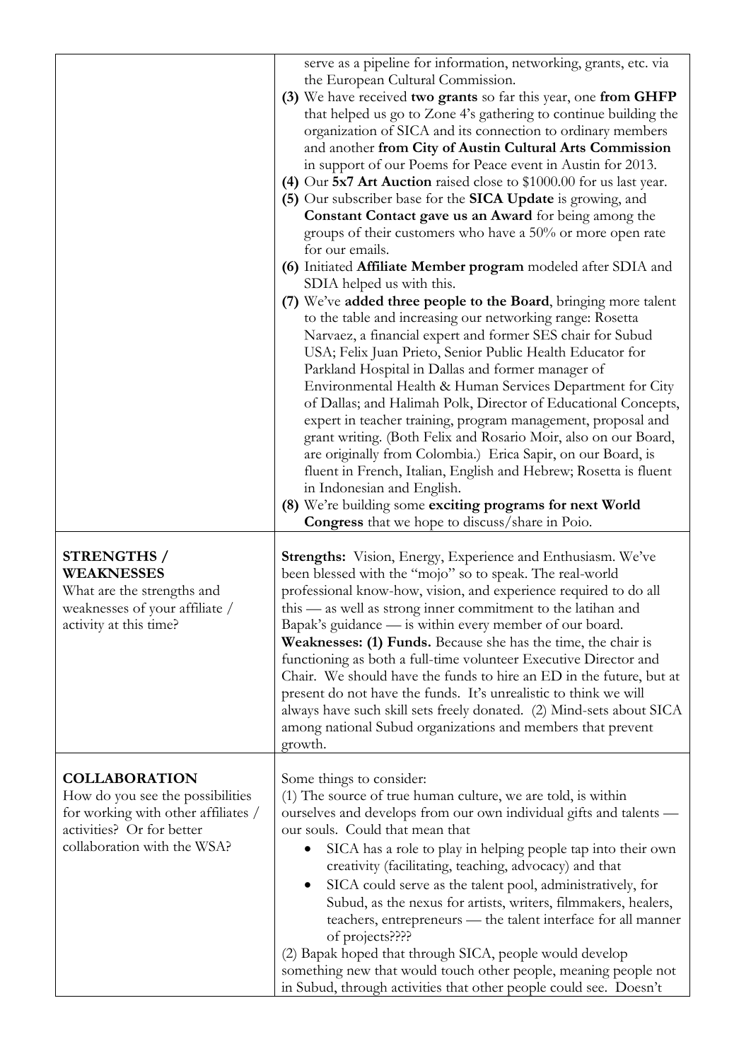| | |
|---|---|
| | serve as a pipeline for information, networking, grants, etc. via the European Cultural Commission.<br>**(3)** We have received **two grants** so far this year, one **from GHFP** that helped us go to Zone 4's gathering to continue building the organization of SICA and its connection to ordinary members and another **from City of Austin Cultural Arts Commission** in support of our Poems for Peace event in Austin for 2013.<br>**(4)** Our **5x7 Art Auction** raised close to $1000.00 for us last year.<br>**(5)** Our subscriber base for the **SICA Update** is growing, and **Constant Contact gave us an Award** for being among the groups of their customers who have a 50% or more open rate for our emails.<br>**(6)** Initiated **Affiliate Member program** modeled after SDIA and SDIA helped us with this.<br>**(7)** We've **added three people to the Board**, bringing more talent to the table and increasing our networking range: Rosetta Narvaez, a financial expert and former SES chair for Subud USA; Felix Juan Prieto, Senior Public Health Educator for Parkland Hospital in Dallas and former manager of Environmental Health & Human Services Department for City of Dallas; and Halimah Polk, Director of Educational Concepts, expert in teacher training, program management, proposal and grant writing. (Both Felix and Rosario Moir, also on our Board, are originally from Colombia.) Erica Sapir, on our Board, is fluent in French, Italian, English and Hebrew; Rosetta is fluent in Indonesian and English.<br>**(8)** We're building some **exciting programs for next World Congress** that we hope to discuss/share in Poio. |
| **STRENGTHS / WEAKNESSES**<br>What are the strengths and weaknesses of your affiliate / activity at this time? | **Strengths:** Vision, Energy, Experience and Enthusiasm. We've been blessed with the "mojo" so to speak. The real-world professional know-how, vision, and experience required to do all this — as well as strong inner commitment to the latihan and Bapak's guidance — is within every member of our board.<br>**Weaknesses: (1) Funds.** Because she has the time, the chair is functioning as both a full-time volunteer Executive Director and Chair. We should have the funds to hire an ED in the future, but at present do not have the funds. It's unrealistic to think we will always have such skill sets freely donated. (2) Mind-sets about SICA among national Subud organizations and members that prevent growth. |
| **COLLABORATION**<br>How do you see the possibilities for working with other affiliates / activities? Or for better collaboration with the WSA? | Some things to consider:<br>(1) The source of true human culture, we are told, is within ourselves and develops from our own individual gifts and talents — our souls. Could that mean that<br>• SICA has a role to play in helping people tap into their own creativity (facilitating, teaching, advocacy) and that<br>• SICA could serve as the talent pool, administratively, for Subud, as the nexus for artists, writers, filmmakers, healers, teachers, entrepreneurs — the talent interface for all manner of projects????<br>(2) Bapak hoped that through SICA, people would develop something new that would touch other people, meaning people not in Subud, through activities that other people could see. Doesn't |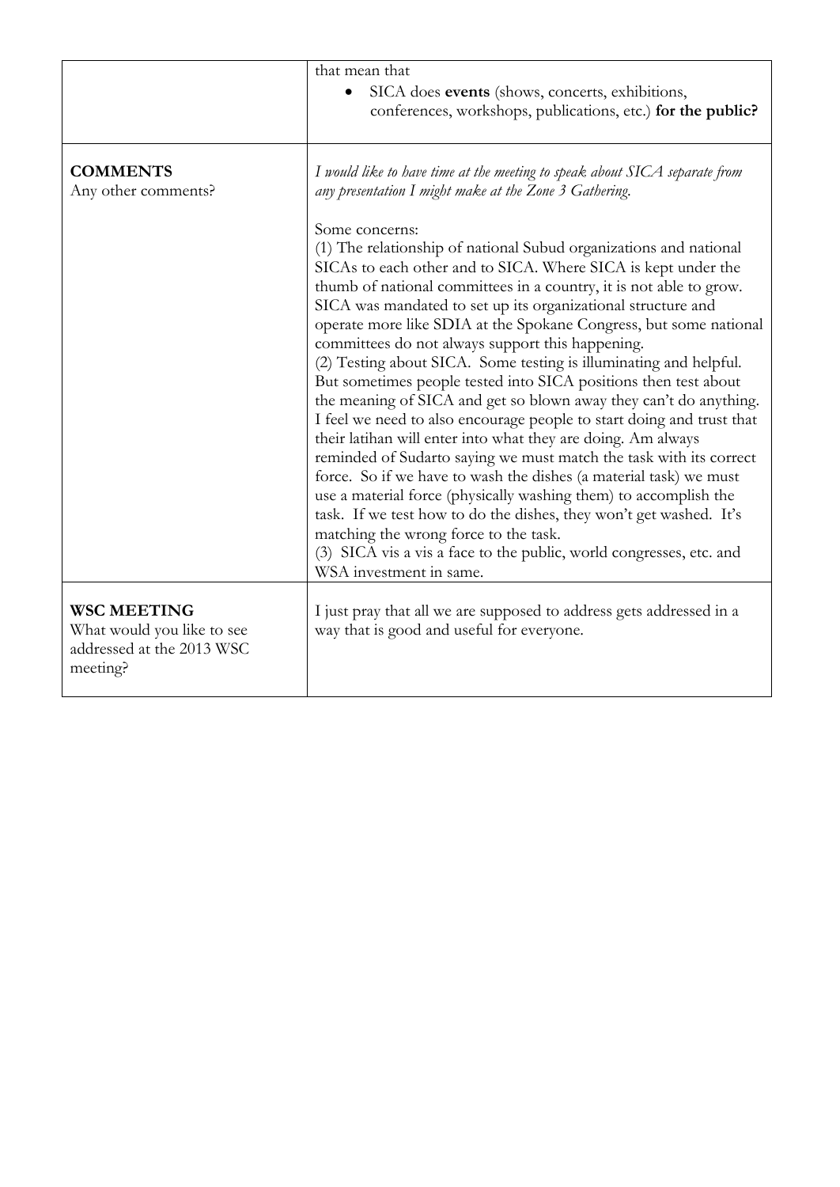| | |
|---|---|
| | that mean that<br>• SICA does **events** (shows, concerts, exhibitions, conferences, workshops, publications, etc.) **for the public?** |
| **COMMENTS**<br>Any other comments? | *I would like to have time at the meeting to speak about SICA separate from any presentation I might make at the Zone 3 Gathering.*<br><br>Some concerns:<br>(1) The relationship of national Subud organizations and national SICAs to each other and to SICA. Where SICA is kept under the thumb of national committees in a country, it is not able to grow. SICA was mandated to set up its organizational structure and operate more like SDIA at the Spokane Congress, but some national committees do not always support this happening.<br>(2) Testing about SICA. Some testing is illuminating and helpful. But sometimes people tested into SICA positions then test about the meaning of SICA and get so blown away they can't do anything. I feel we need to also encourage people to start doing and trust that their latihan will enter into what they are doing. Am always reminded of Sudarto saying we must match the task with its correct force. So if we have to wash the dishes (a material task) we must use a material force (physically washing them) to accomplish the task. If we test how to do the dishes, they won't get washed. It's matching the wrong force to the task.<br>(3) SICA vis a vis a face to the public, world congresses, etc. and WSA investment in same. |
| **WSC MEETING**<br>What would you like to see addressed at the 2013 WSC meeting? | I just pray that all we are supposed to address gets addressed in a way that is good and useful for everyone. |